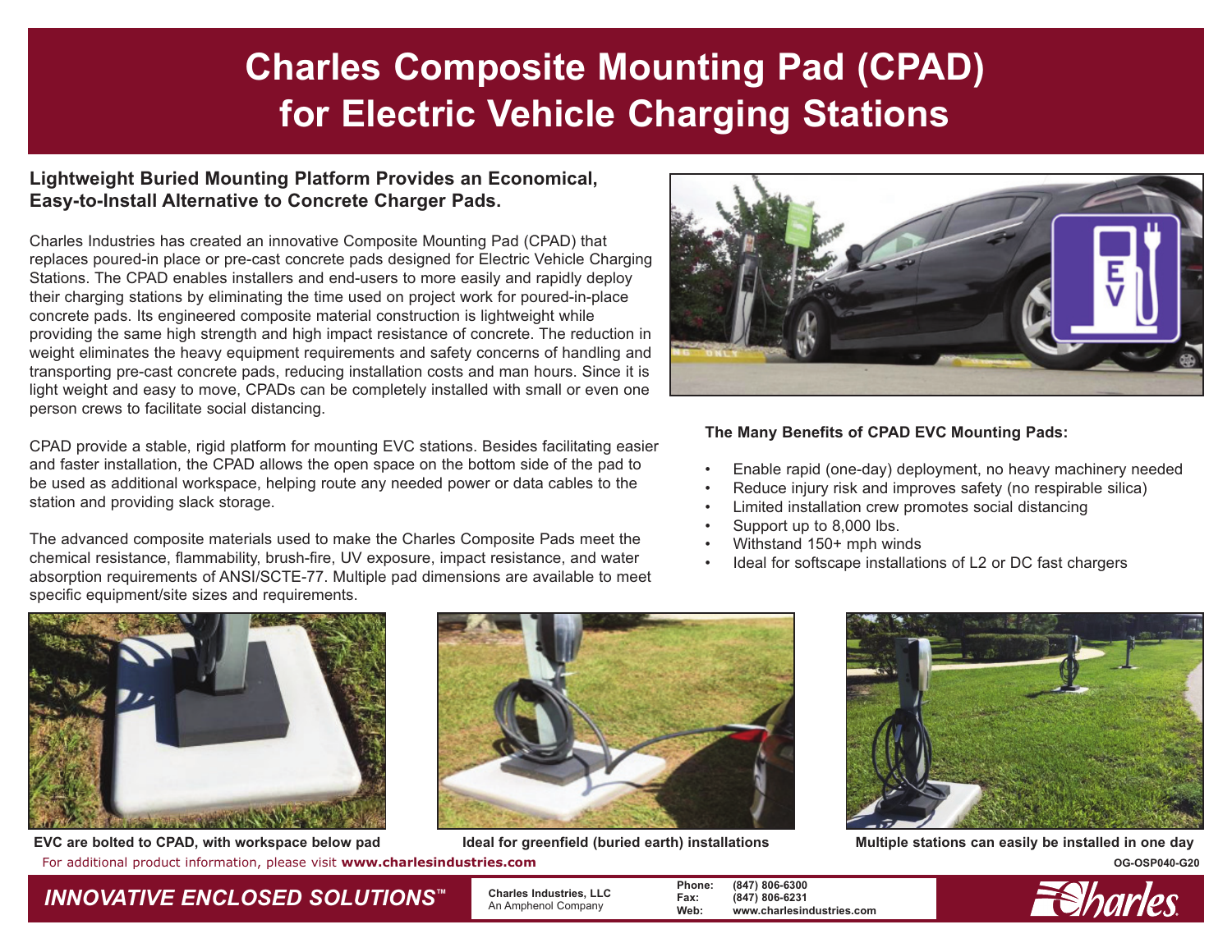# Charles Composite Mounting Pad (CPAD) for Electric Vehicle Charging Stations

## Lightweight Buried Mounting Platform Provides an Economical, Easy-to-Install Alternative to Concrete Charger Pads.

Charles Industries has created an innovative Composite Mounting Pad (CPAD) that replaces poured-in place or pre-cast concrete pads designed for Electric Vehicle Charging Stations. The CPAD enables installers and end-users to more easily and rapidly deploy their charging stations by eliminating the time used on project work for poured-in-place concrete pads. Its engineered composite material construction is lightweight while providing the same high strength and high impact resistance of concrete. The reduction in weight eliminates the heavy equipment requirements and safety concerns of handling and transporting pre-cast concrete pads, reducing installation costs and man hours. Since it is light weight and easy to move, CPADs can be completely installed with small or even one person crews to facilitate social distancing.

CPAD provide a stable, rigid platform for mounting EVC stations. Besides facilitating easier and faster installation, the CPAD allows the open space on the bottom side of the pad to be used as additional workspace, helping route any needed power or data cables to the station and providing slack storage.

The advanced composite materials used to make the Charles Composite Pads meet the chemical resistance, flammability, brush-fire, UV exposure, impact resistance, and water absorption requirements of ANSI/SCTE-77. Multiple pad dimensions are available to meet specific equipment/site sizes and requirements.

**The Many Benefits of CPAD EVC Mounting Pads:**

- Enable rapid (one-day) deployment, no heavy machinery needed
- Reduce injury risk and improves safety (no respirable silica)
- Limited installation crew promotes social distancing
- Support up to 8,000 lbs.
- Withstand 150+ mph winds
- Ideal for softscape installations of L2 or DC fast chargers

**EVC are bolted to CPAD, with workspace below pad**

**Ideal for greenfield (buried earth) installations**

**Multiple stations can easily be installed in one day**

For additional product information, please visit **www.charlesindustries.com**

OG-OSP040-G20

*INNOVATIVE ENCLOSED SOLUTIONS™*

**Charles Industries, LLC**
An Amphenol Company

**Phone:** (847) 806-6300
**Fax:** (847) 806-6231
**Web:** www.charlesindustries.com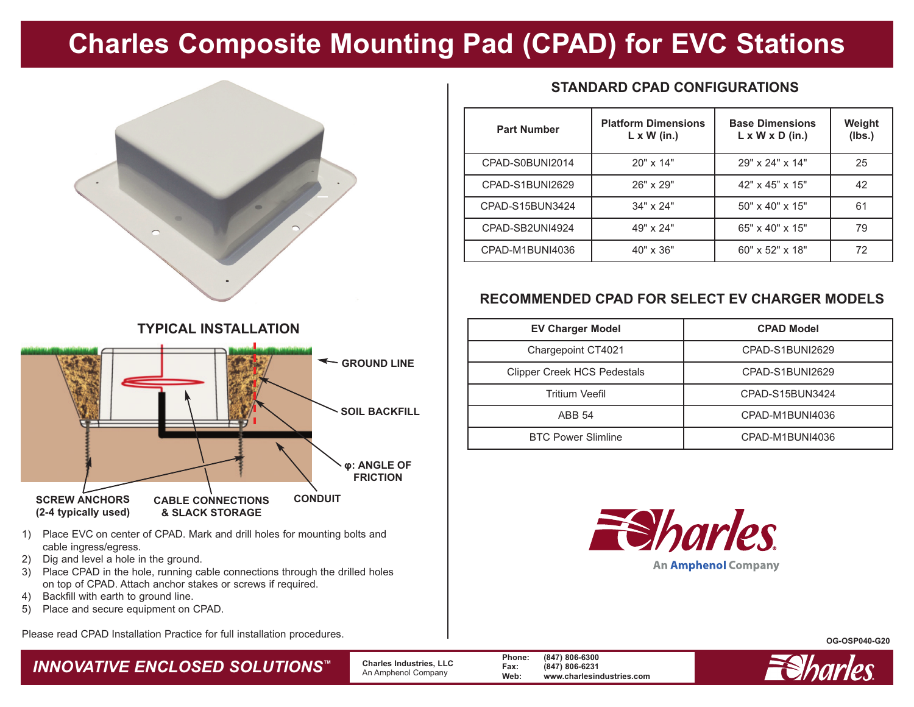# Charles Composite Mounting Pad (CPAD) for EVC Stations

## TYPICAL INSTALLATION

GROUND LINE

SOIL BACKFILL

φ: ANGLE OF FRICTION

SCREW ANCHORS (2-4 typically used)

CABLE CONNECTIONS & SLACK STORAGE

CONDUIT

1) Place EVC on center of CPAD. Mark and drill holes for mounting bolts and cable ingress/egress.
2) Dig and level a hole in the ground.
3) Place CPAD in the hole, running cable connections through the drilled holes on top of CPAD. Attach anchor stakes or screws if required.
4) Backfill with earth to ground line.
5) Place and secure equipment on CPAD.

Please read CPAD Installation Practice for full installation procedures.

## STANDARD CPAD CONFIGURATIONS

| Part Number | Platform Dimensions L x W (in.) | Base Dimensions L x W x D (in.) | Weight (lbs.) |
|---|---|---|---|
| CPAD-S0BUNI2014 | 20" x 14" | 29" x 24" x 14" | 25 |
| CPAD-S1BUNI2629 | 26" x 29" | 42" x 45" x 15" | 42 |
| CPAD-S15BUN3424 | 34" x 24" | 50" x 40" x 15" | 61 |
| CPAD-SB2UNI4924 | 49" x 24" | 65" x 40" x 15" | 79 |
| CPAD-M1BUNI4036 | 40" x 36" | 60" x 52" x 18" | 72 |

## RECOMMENDED CPAD FOR SELECT EV CHARGER MODELS

| EV Charger Model | CPAD Model |
|---|---|
| Chargepoint CT4021 | CPAD-S1BUNI2629 |
| Clipper Creek HCS Pedestals | CPAD-S1BUNI2629 |
| Tritium Veefil | CPAD-S15BUN3424 |
| ABB 54 | CPAD-M1BUNI4036 |
| BTC Power Slimline | CPAD-M1BUNI4036 |

Charles
An Amphenol Company

OG-OSP040-G20

*INNOVATIVE ENCLOSED SOLUTIONS™*

**Charles Industries, LLC**
An Amphenol Company

**Phone:** (847) 806-6300
**Fax:** (847) 806-6231
**Web:** www.charlesindustries.com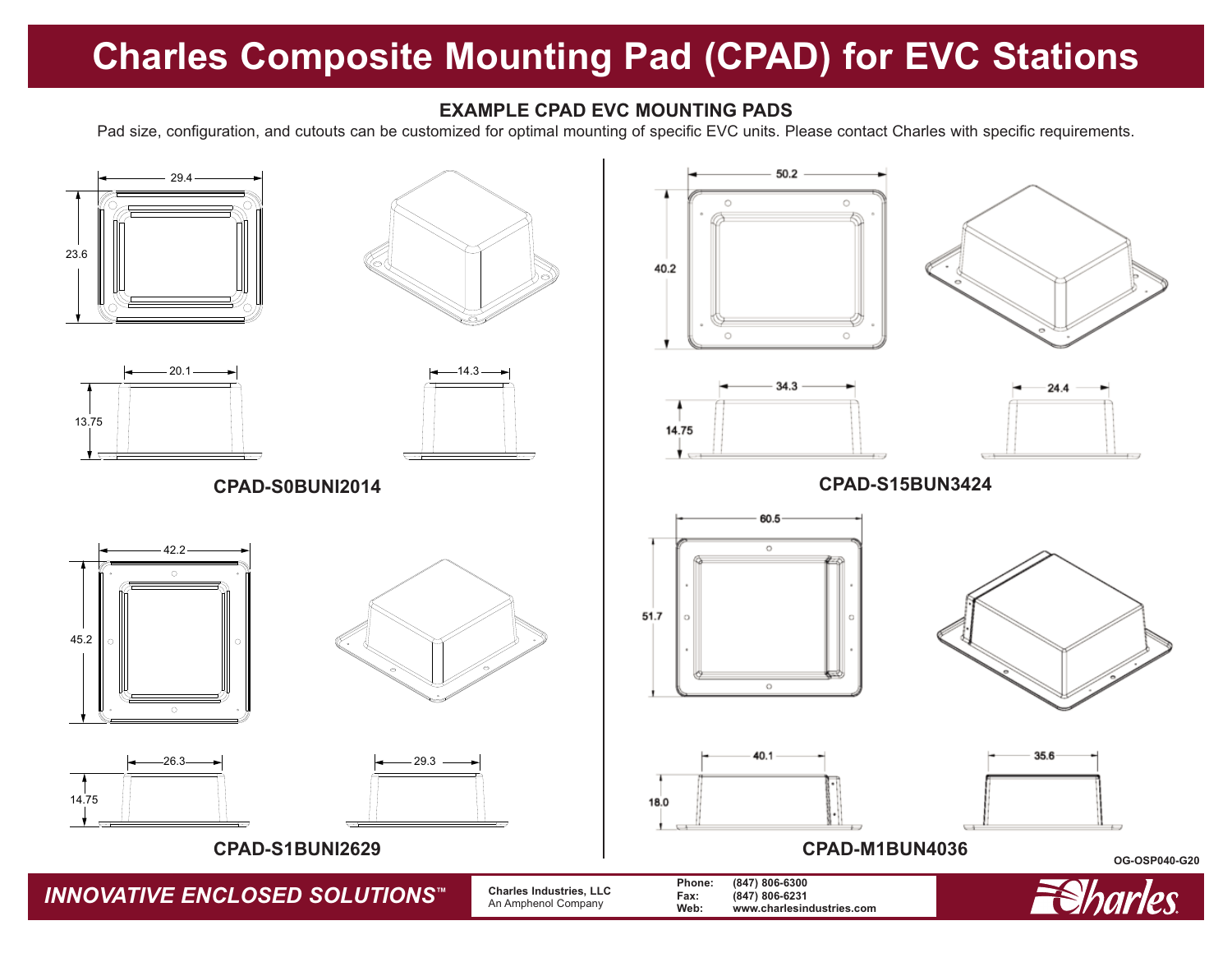# Charles Composite Mounting Pad (CPAD) for EVC Stations

## EXAMPLE CPAD EVC MOUNTING PADS

Pad size, configuration, and cutouts can be customized for optimal mounting of specific EVC units. Please contact Charles with specific requirements.

29.4
23.6
20.1
13.75
14.3

**CPAD-S0BUNI2014**

50.2
40.2
34.3
14.75
24.4

**CPAD-S15BUN3424**

42.2
45.2
26.3
14.75
29.3

**CPAD-S1BUNI2629**

60.5
51.7
40.1
18.0
35.6

**CPAD-M1BUN4036**

OG-OSP040-G20

*INNOVATIVE ENCLOSED SOLUTIONS™*

**Charles Industries, LLC**
An Amphenol Company

**Phone:** (847) 806-6300
**Fax:** (847) 806-6231
**Web:** www.charlesindustries.com

Charles